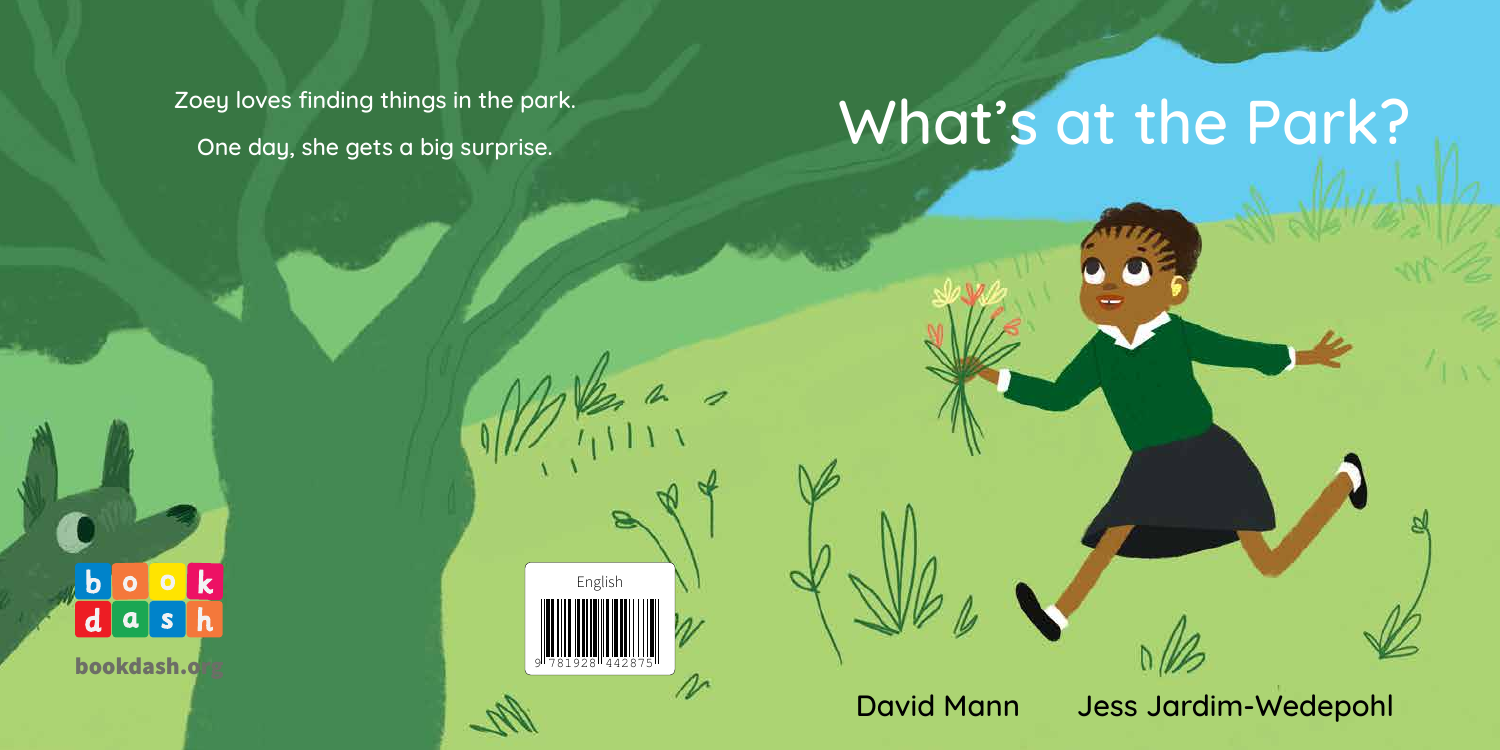# What's at the Park?

Zoey loves finding things in the park.

One day, she gets a big surprise.

David Mann Jess Jardim-Wedepohl

book dash

bookdash.org

English

9 781928 442875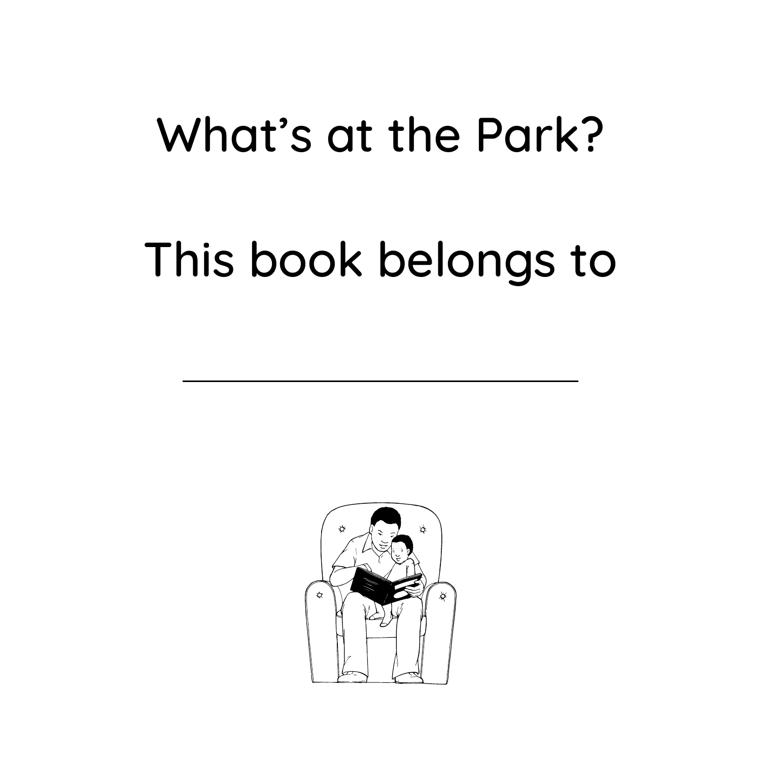# What's at the Park?

This book belongs to

\_\_\_\_\_\_\_\_\_\_\_\_\_\_\_\_\_\_\_\_\_\_\_\_\_\_\_\_\_\_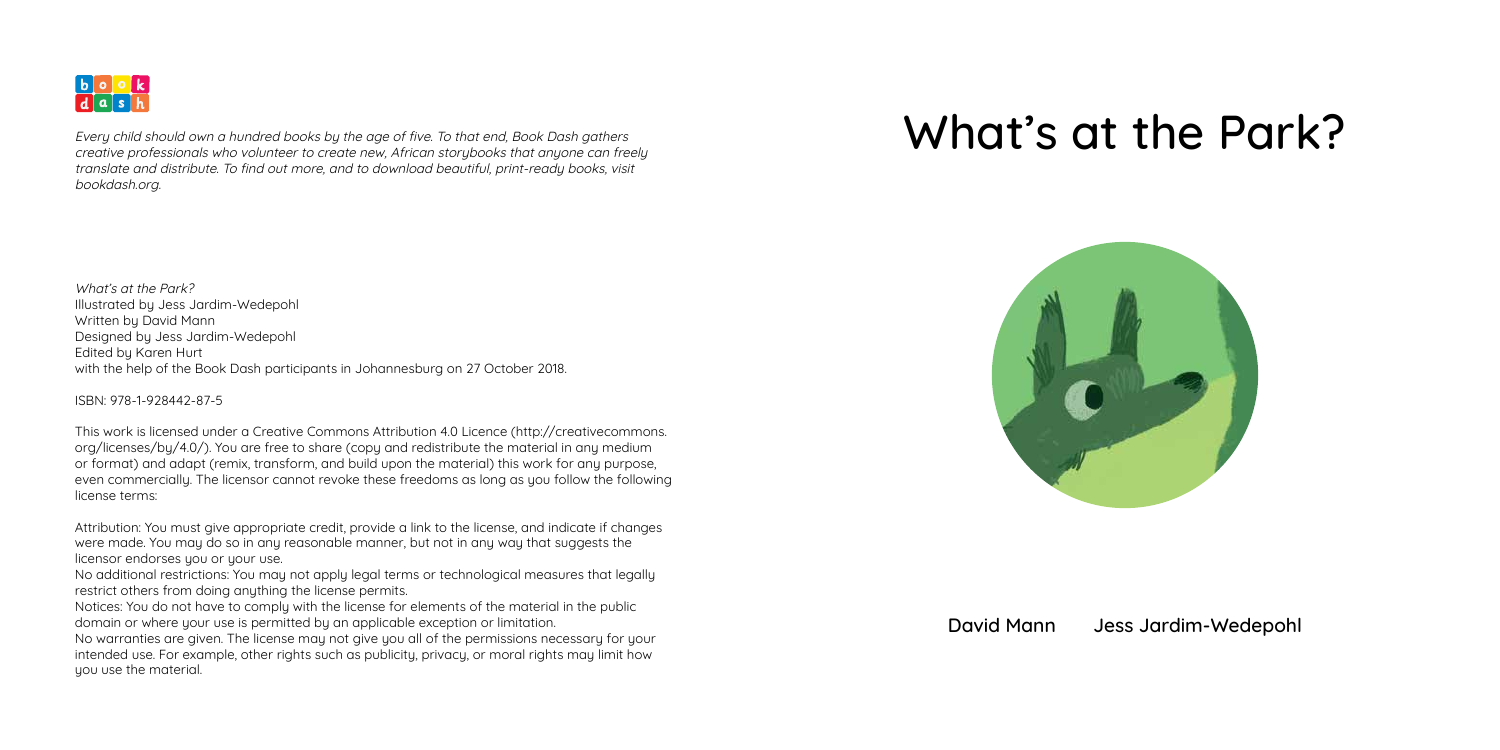book dash

*Every child should own a hundred books by the age of five. To that end, Book Dash gathers creative professionals who volunteer to create new, African storybooks that anyone can freely translate and distribute. To find out more, and to download beautiful, print-ready books, visit bookdash.org.*

*What's at the Park?*
Illustrated by Jess Jardim-Wedepohl
Written by David Mann
Designed by Jess Jardim-Wedepohl
Edited by Karen Hurt
with the help of the Book Dash participants in Johannesburg on 27 October 2018.

ISBN: 978-1-928442-87-5

This work is licensed under a Creative Commons Attribution 4.0 Licence (http://creativecommons.org/licenses/by/4.0/). You are free to share (copy and redistribute the material in any medium or format) and adapt (remix, transform, and build upon the material) this work for any purpose, even commercially. The licensor cannot revoke these freedoms as long as you follow the following license terms:

Attribution: You must give appropriate credit, provide a link to the license, and indicate if changes were made. You may do so in any reasonable manner, but not in any way that suggests the licensor endorses you or your use.
No additional restrictions: You may not apply legal terms or technological measures that legally restrict others from doing anything the license permits.
Notices: You do not have to comply with the license for elements of the material in the public domain or where your use is permitted by an applicable exception or limitation.
No warranties are given. The license may not give you all of the permissions necessary for your intended use. For example, other rights such as publicity, privacy, or moral rights may limit how you use the material.

# What's at the Park?

David Mann  Jess Jardim-Wedepohl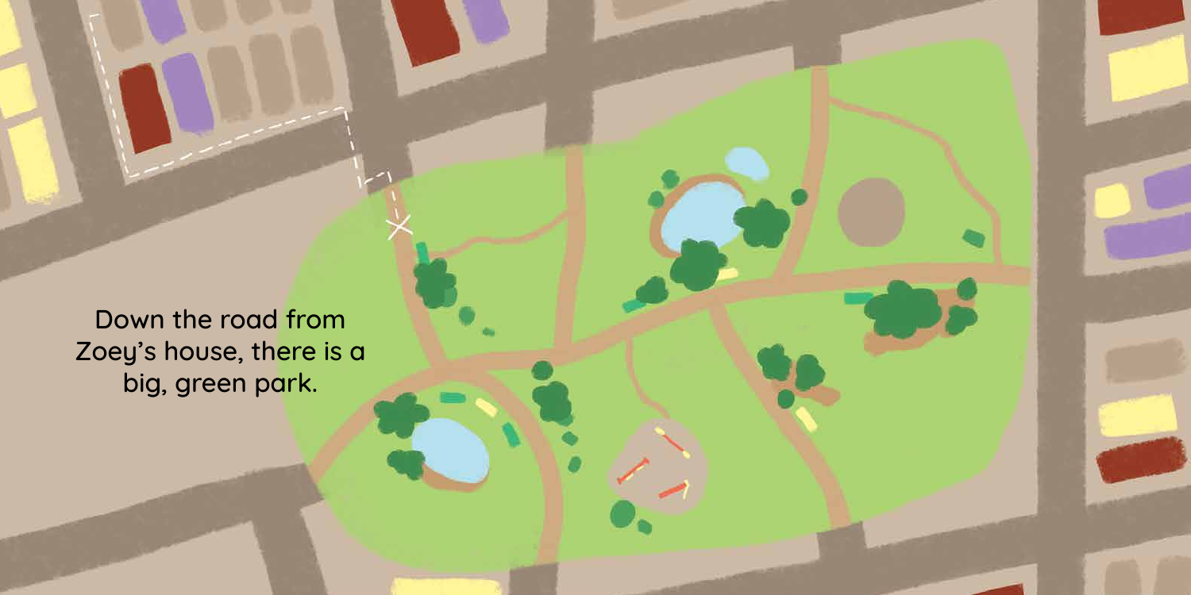Down the road from Zoey's house, there is a big, green park.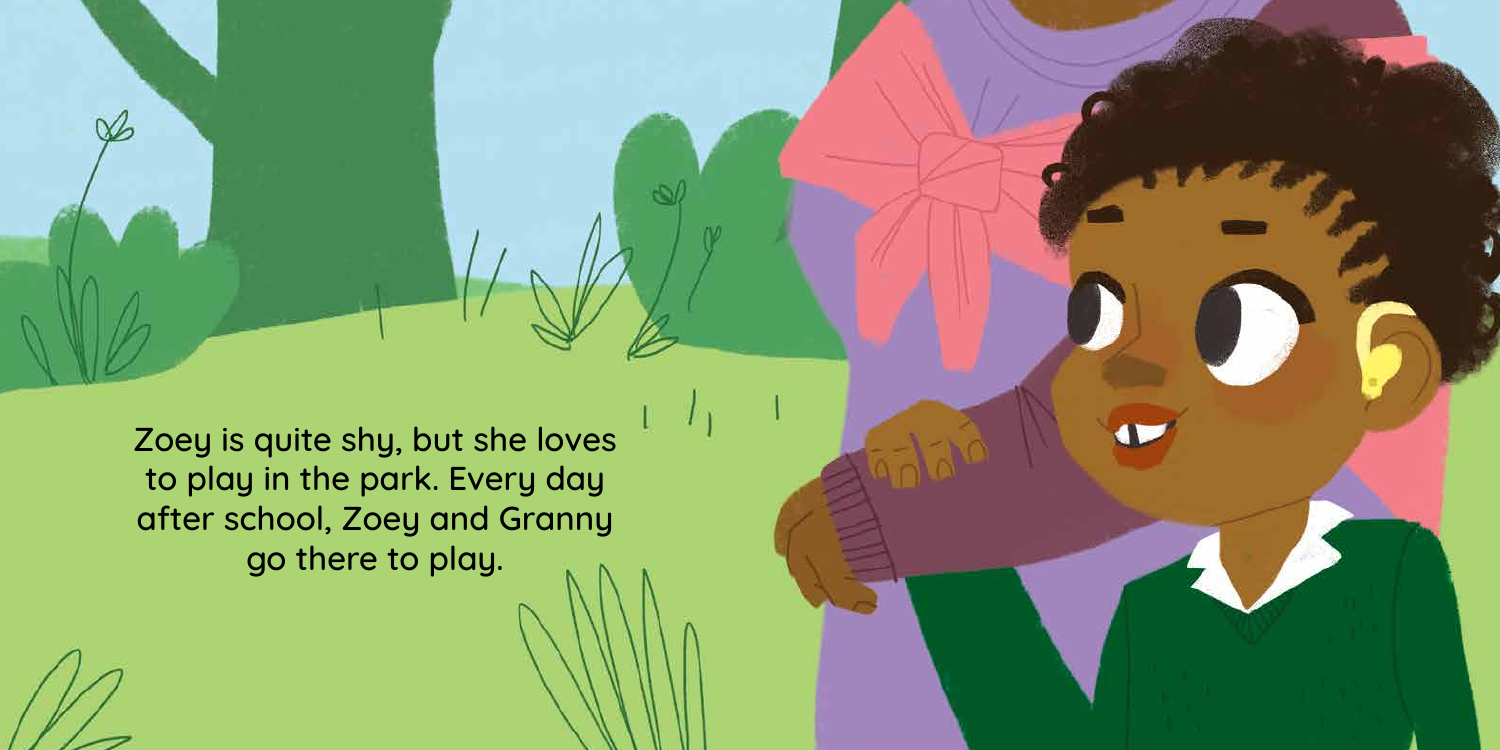Zoey is quite shy, but she loves to play in the park. Every day after school, Zoey and Granny go there to play.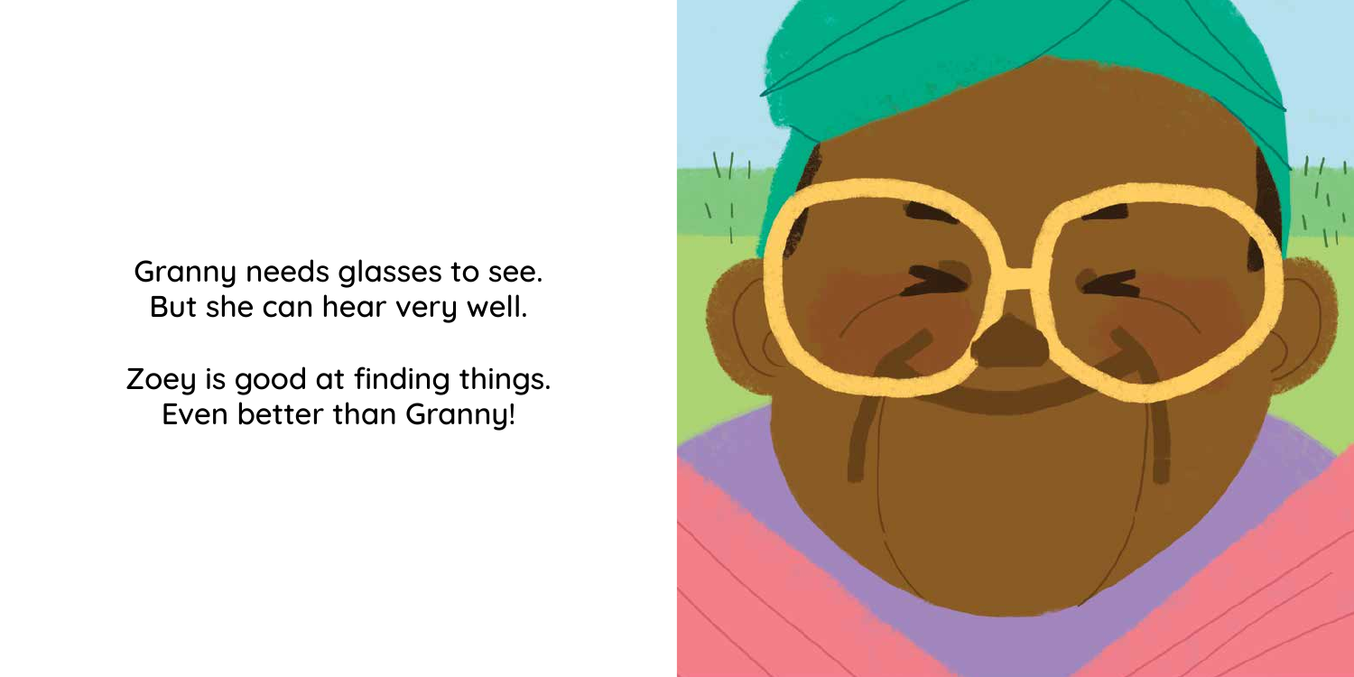Granny needs glasses to see.
But she can hear very well.

Zoey is good at finding things.
Even better than Granny!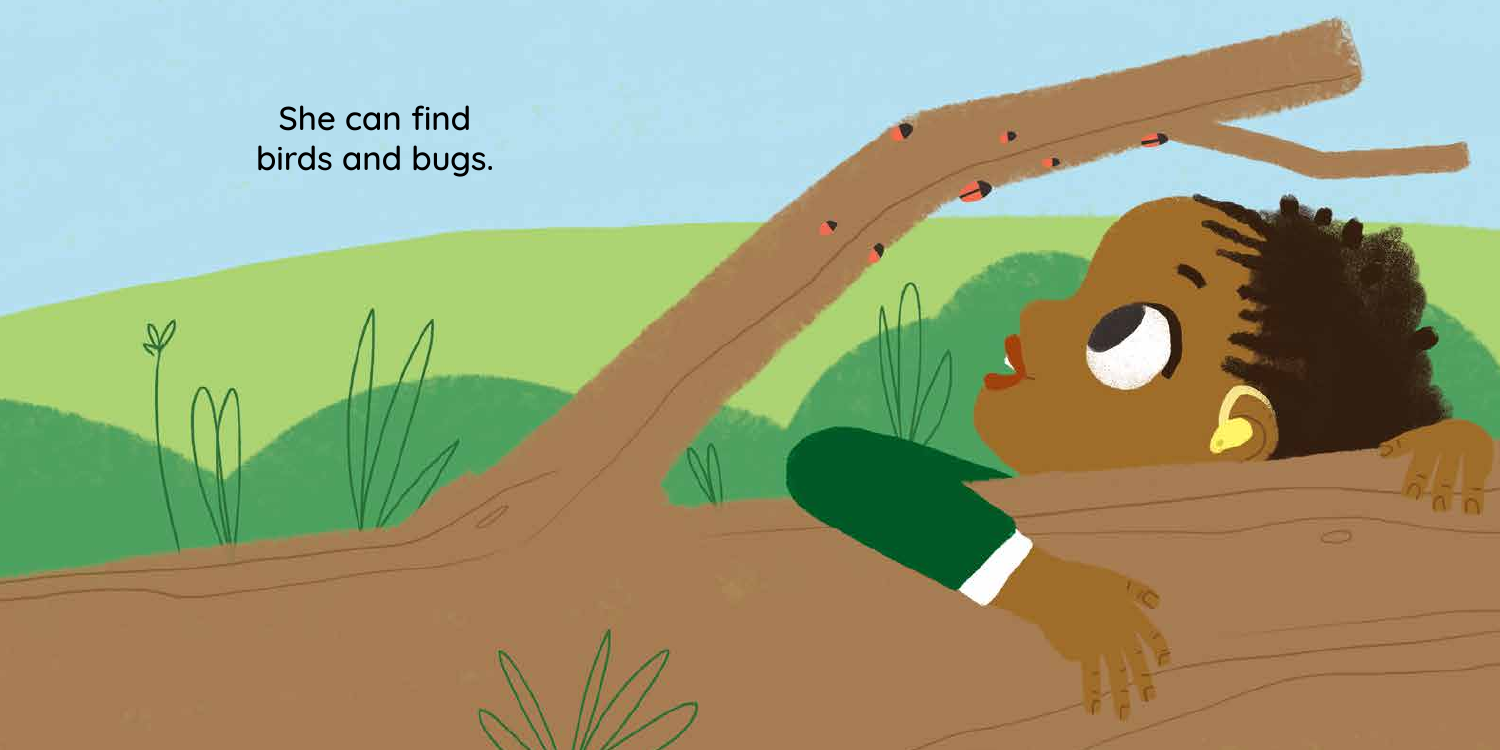She can find
birds and bugs.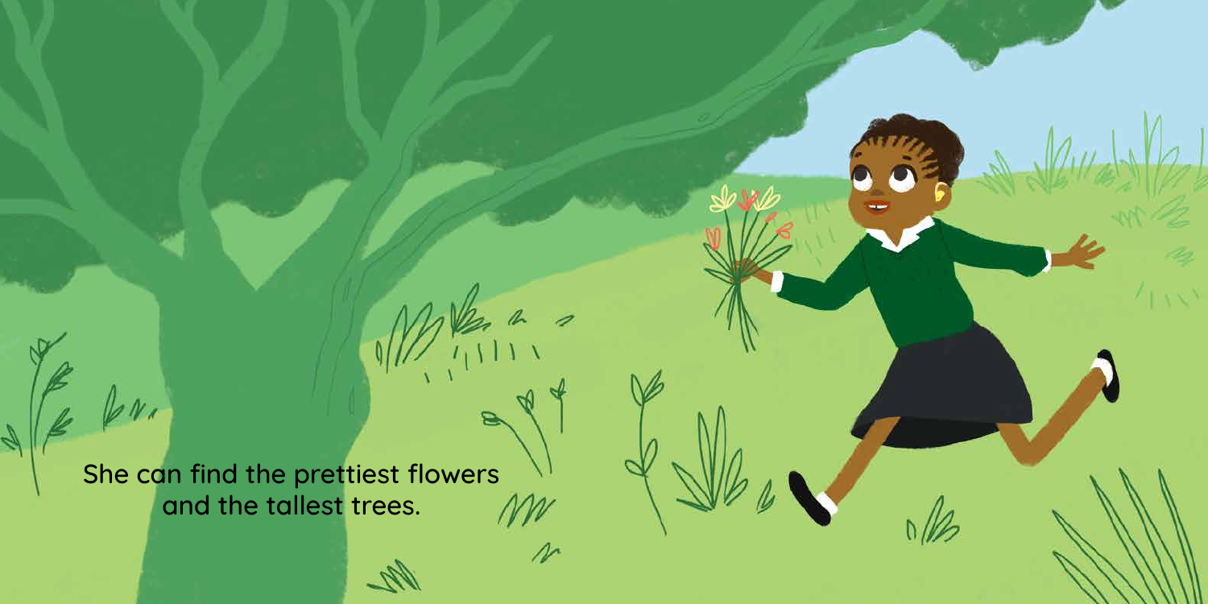She can find the prettiest flowers and the tallest trees.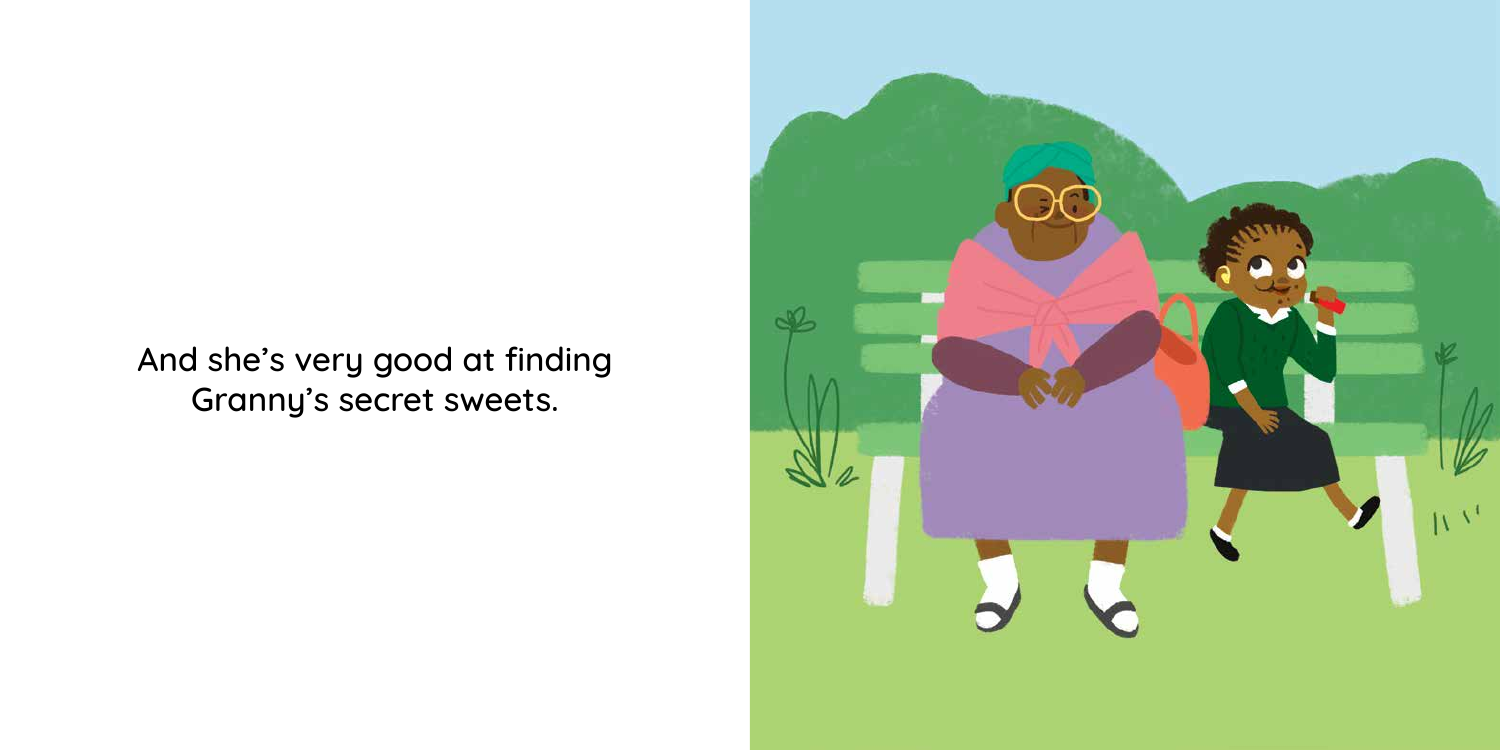And she's very good at finding Granny's secret sweets.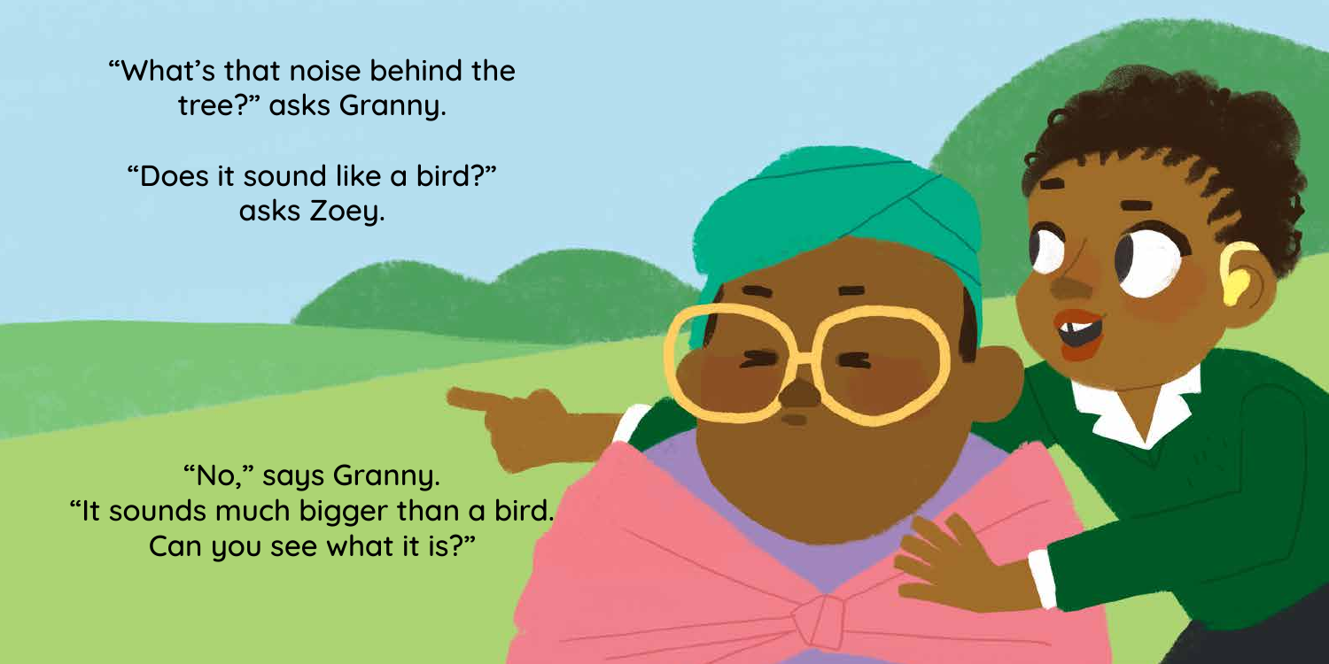"What's that noise behind the tree?" asks Granny.

"Does it sound like a bird?" asks Zoey.

"No," says Granny. "It sounds much bigger than a bird. Can you see what it is?"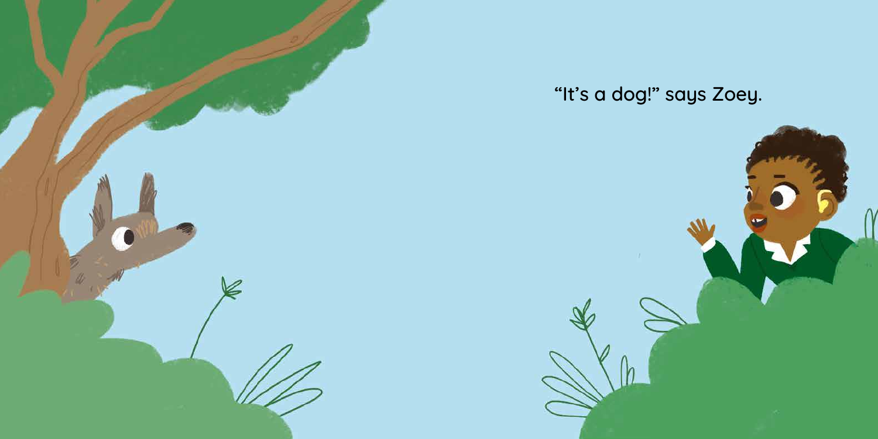"It's a dog!" says Zoey.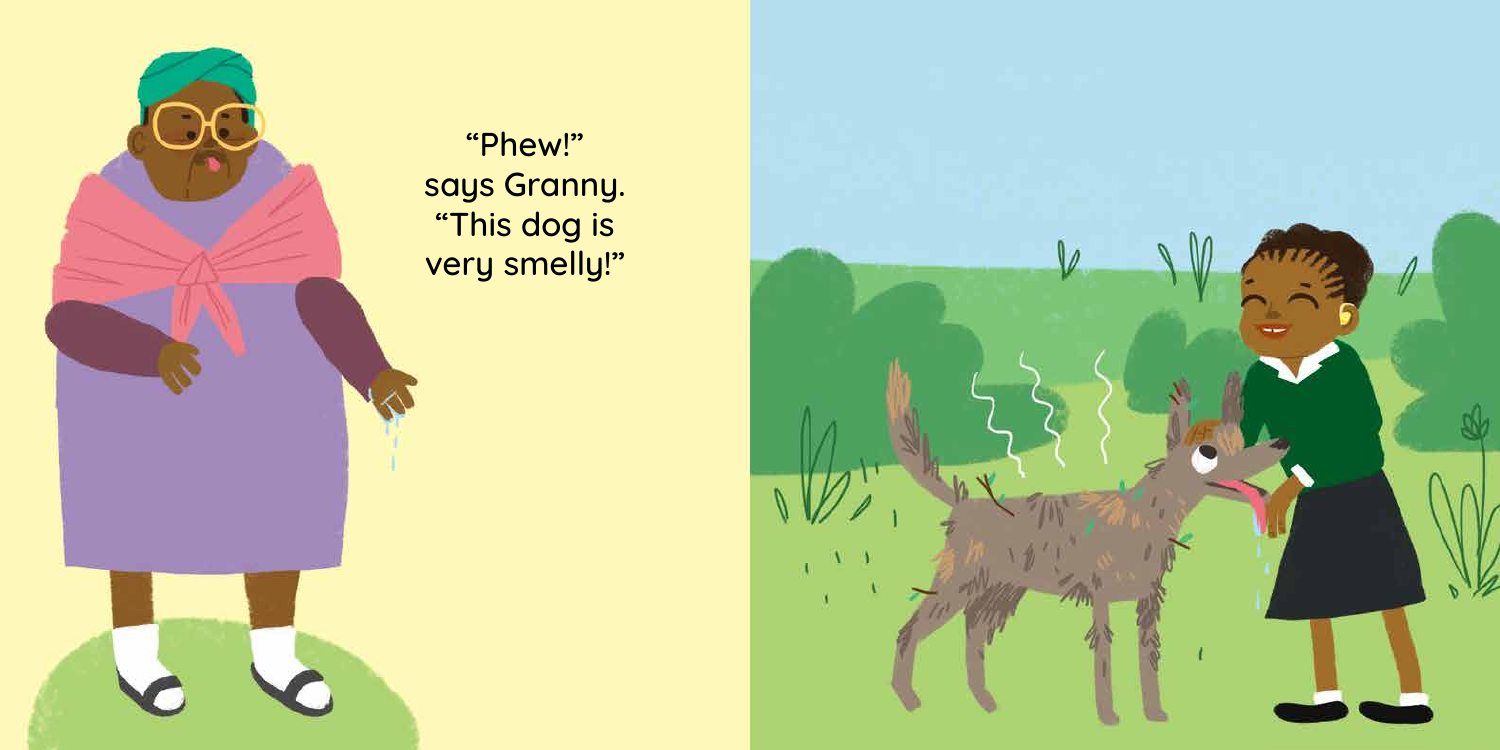"Phew!"
says Granny.
"This dog is
very smelly!"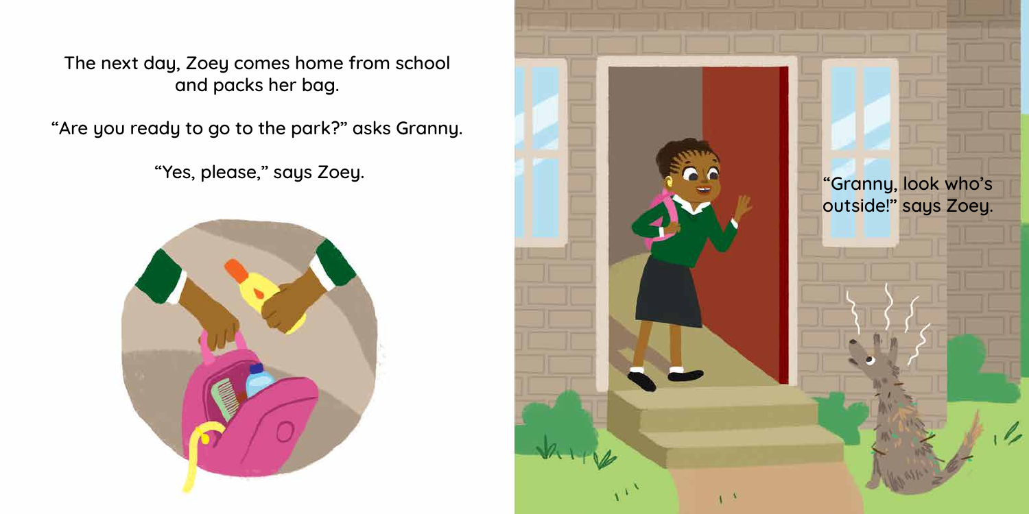The next day, Zoey comes home from school and packs her bag.

"Are you ready to go to the park?" asks Granny.

"Yes, please," says Zoey.

"Granny, look who's outside!" says Zoey.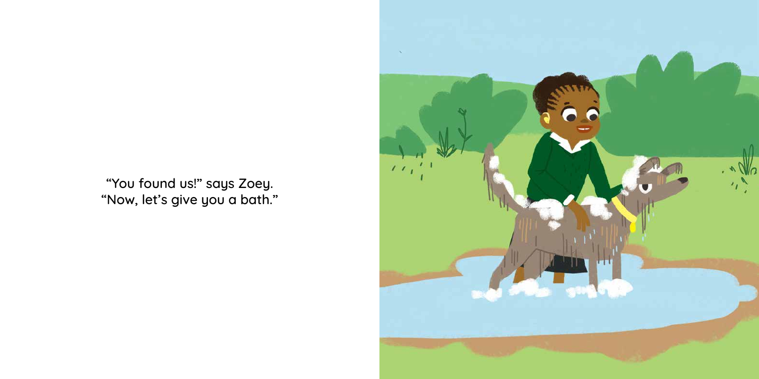"You found us!" says Zoey.
"Now, let's give you a bath."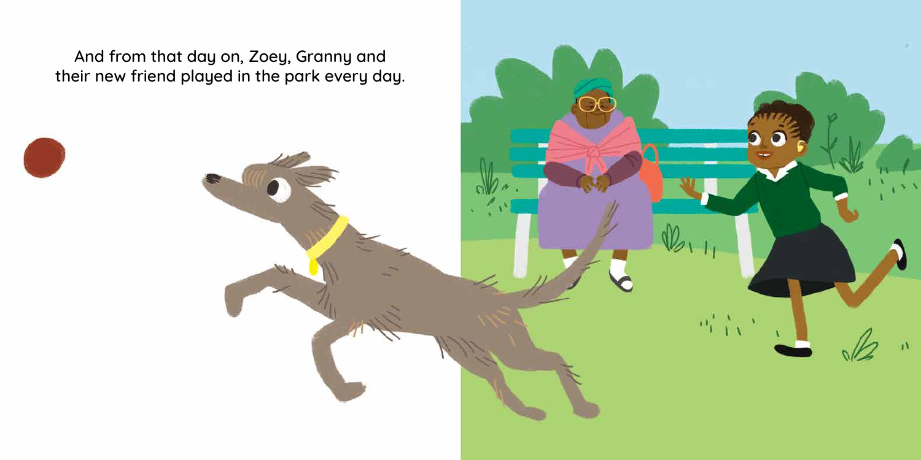And from that day on, Zoey, Granny and their new friend played in the park every day.